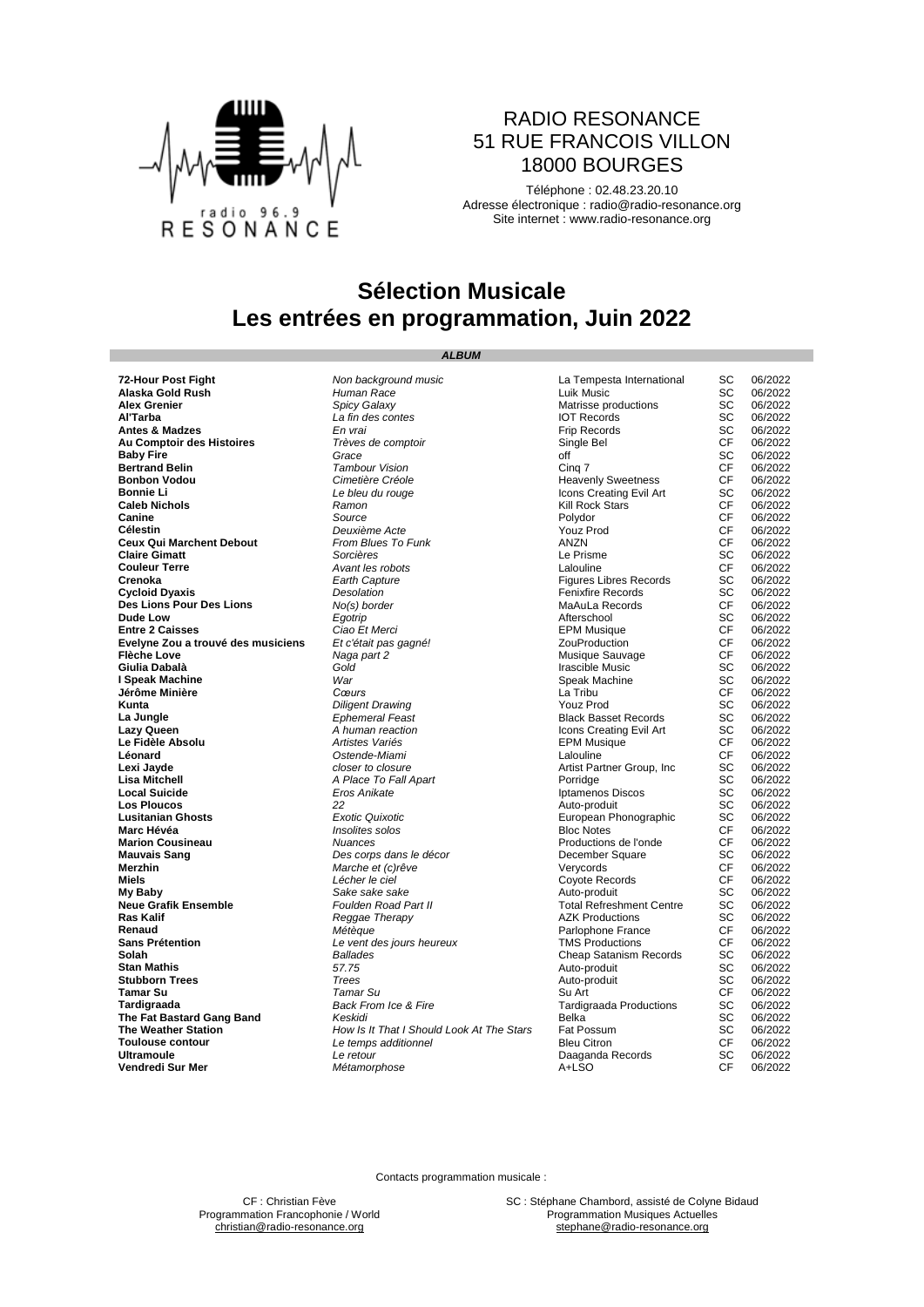RADIO RESONANCE
51 RUE FRANCOIS VILLON
18000 BOURGES

Téléphone : 02.48.23.20.10
Adresse électronique : radio@radio-resonance.org
Site internet : www.radio-resonance.org

# Sélection Musicale
# Les entrées en programmation, Juin 2022

***ALBUM***

| | | | | |
|---|---|---|---|---|
| **72-Hour Post Fight** | *Non background music* | La Tempesta International | SC | 06/2022 |
| **Alaska Gold Rush** | *Human Race* | Luik Music | SC | 06/2022 |
| **Alex Grenier** | *Spicy Galaxy* | Matrisse productions | SC | 06/2022 |
| **Al'Tarba** | *La fin des contes* | IOT Records | SC | 06/2022 |
| **Antes & Madzes** | *En vrai* | Frip Records | SC | 06/2022 |
| **Au Comptoir des Histoires** | *Trèves de comptoir* | Single Bel | CF | 06/2022 |
| **Baby Fire** | *Grace* | off | SC | 06/2022 |
| **Bertrand Belin** | *Tambour Vision* | Cinq 7 | CF | 06/2022 |
| **Bonbon Vodou** | *Cimetière Créole* | Heavenly Sweetness | CF | 06/2022 |
| **Bonnie Li** | *Le bleu du rouge* | Icons Creating Evil Art | SC | 06/2022 |
| **Caleb Nichols** | *Ramon* | Kill Rock Stars | CF | 06/2022 |
| **Canine** | *Source* | Polydor | CF | 06/2022 |
| **Célestin** | *Deuxième Acte* | Youz Prod | CF | 06/2022 |
| **Ceux Qui Marchent Debout** | *From Blues To Funk* | ANZN | CF | 06/2022 |
| **Claire Gimatt** | *Sorcières* | Le Prisme | SC | 06/2022 |
| **Couleur Terre** | *Avant les robots* | Lalouline | CF | 06/2022 |
| **Crenoka** | *Earth Capture* | Figures Libres Records | SC | 06/2022 |
| **Cycloid Dyaxis** | *Desolation* | Fenixfire Records | SC | 06/2022 |
| **Des Lions Pour Des Lions** | *No(s) border* | MaAuLa Records | CF | 06/2022 |
| **Dude Low** | *Egotrip* | Afterschool | SC | 06/2022 |
| **Entre 2 Caisses** | *Ciao Et Merci* | EPM Musique | CF | 06/2022 |
| **Evelyne Zou a trouvé des musiciens** | *Et c'était pas gagné!* | ZouProduction | CF | 06/2022 |
| **Flèche Love** | *Naga part 2* | Musique Sauvage | CF | 06/2022 |
| **Giulia Dabalà** | *Gold* | Irascible Music | SC | 06/2022 |
| **I Speak Machine** | *War* | Speak Machine | SC | 06/2022 |
| **Jérôme Minière** | *Cœurs* | La Tribu | CF | 06/2022 |
| **Kunta** | *Diligent Drawing* | Youz Prod | SC | 06/2022 |
| **La Jungle** | *Ephemeral Feast* | Black Basset Records | SC | 06/2022 |
| **Lazy Queen** | *A human reaction* | Icons Creating Evil Art | SC | 06/2022 |
| **Le Fidèle Absolu** | *Artistes Variés* | EPM Musique | CF | 06/2022 |
| **Léonard** | *Ostende-Miami* | Lalouline | CF | 06/2022 |
| **Lexi Jayde** | *closer to closure* | Artist Partner Group, Inc | SC | 06/2022 |
| **Lisa Mitchell** | *A Place To Fall Apart* | Porridge | SC | 06/2022 |
| **Local Suicide** | *Eros Anikate* | Iptamenos Discos | SC | 06/2022 |
| **Los Ploucos** | *22* | Auto-produit | SC | 06/2022 |
| **Lusitanian Ghosts** | *Exotic Quixotic* | European Phonographic | SC | 06/2022 |
| **Marc Hévéa** | *Insolites solos* | Bloc Notes | CF | 06/2022 |
| **Marion Cousineau** | *Nuances* | Productions de l'onde | CF | 06/2022 |
| **Mauvais Sang** | *Des corps dans le décor* | December Square | SC | 06/2022 |
| **Merzhin** | *Marche et (c)rêve* | Verycords | CF | 06/2022 |
| **Miels** | *Lécher le ciel* | Coyote Records | CF | 06/2022 |
| **My Baby** | *Sake sake sake* | Auto-produit | SC | 06/2022 |
| **Neue Grafik Ensemble** | *Foulden Road Part II* | Total Refreshment Centre | SC | 06/2022 |
| **Ras Kalif** | *Reggae Therapy* | AZK Productions | SC | 06/2022 |
| **Renaud** | *Métèque* | Parlophone France | CF | 06/2022 |
| **Sans Prétention** | *Le vent des jours heureux* | TMS Productions | CF | 06/2022 |
| **Solah** | *Ballades* | Cheap Satanism Records | SC | 06/2022 |
| **Stan Mathis** | *57.75* | Auto-produit | SC | 06/2022 |
| **Stubborn Trees** | *Trees* | Auto-produit | SC | 06/2022 |
| **Tamar Su** | *Tamar Su* | Su Art | CF | 06/2022 |
| **Tardigraada** | *Back From Ice & Fire* | Tardigraada Productions | SC | 06/2022 |
| **The Fat Bastard Gang Band** | *Keskidi* | Belka | SC | 06/2022 |
| **The Weather Station** | *How Is It That I Should Look At The Stars* | Fat Possum | SC | 06/2022 |
| **Toulouse contour** | *Le temps additionnel* | Bleu Citron | CF | 06/2022 |
| **Ultramoule** | *Le retour* | Daaganda Records | SC | 06/2022 |
| **Vendredi Sur Mer** | *Métamorphose* | A+LSO | CF | 06/2022 |

Contacts programmation musicale :

CF : Christian Fève
Programmation Francophonie / World
christian@radio-resonance.org

SC : Stéphane Chambord, assisté de Colyne Bidaud
Programmation Musiques Actuelles
stephane@radio-resonance.org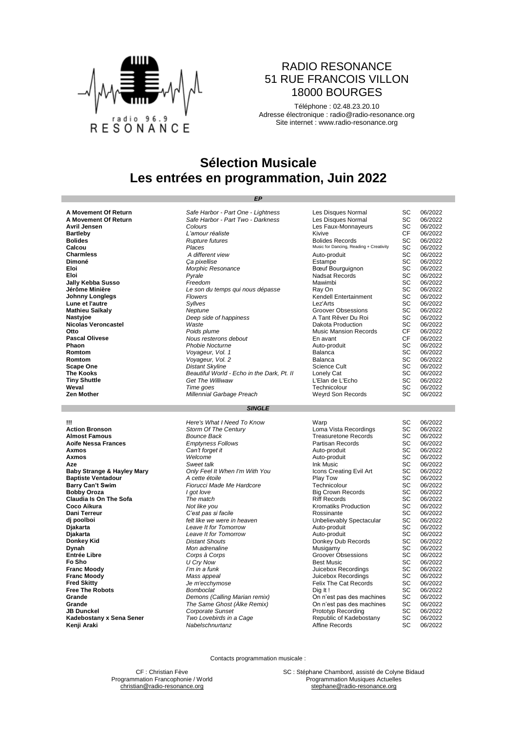RADIO RESONANCE
51 RUE FRANCOIS VILLON
18000 BOURGES

Téléphone : 02.48.23.20.10
Adresse électronique : radio@radio-resonance.org
Site internet : www.radio-resonance.org

# Sélection Musicale
# Les entrées en programmation, Juin 2022

## *EP*

| | | | | |
|---|---|---|---|---|
| **A Movement Of Return** | *Safe Harbor - Part One - Lightness* | Les Disques Normal | SC | 06/2022 |
| **A Movement Of Return** | *Safe Harbor - Part Two - Darkness* | Les Disques Normal | SC | 06/2022 |
| **Avril Jensen** | *Colours* | Les Faux-Monnayeurs | SC | 06/2022 |
| **Bartleby** | *L'amour réaliste* | Kivive | CF | 06/2022 |
| **Bolides** | *Rupture futures* | Bolides Records | SC | 06/2022 |
| **Calcou** | *Places* | Music for Dancing, Reading + Creativity | SC | 06/2022 |
| **Charmless** | *A different view* | Auto-produit | SC | 06/2022 |
| **Dimoné** | *Ça pixellise* | Estampe | SC | 06/2022 |
| **Eloi** | *Morphic Resonance* | Bœuf Bourguignon | SC | 06/2022 |
| **Eloi** | *Pyrale* | Nadsat Records | SC | 06/2022 |
| **Jally Kebba Susso** | *Freedom* | Mawimbi | SC | 06/2022 |
| **Jérôme Minière** | *Le son du temps qui nous dépasse* | Ray On | SC | 06/2022 |
| **Johnny Longlegs** | *Flowers* | Kendell Entertainment | SC | 06/2022 |
| **Lune et l'autre** | *Syllves* | Lez'Arts | SC | 06/2022 |
| **Mathieu Saïkaly** | *Neptune* | Groover Obsessions | SC | 06/2022 |
| **Nastyjoe** | *Deep side of happiness* | A Tant Rêver Du Roi | SC | 06/2022 |
| **Nicolas Veroncastel** | *Waste* | Dakota Production | SC | 06/2022 |
| **Otto** | *Poids plume* | Music Mansion Records | CF | 06/2022 |
| **Pascal Olivese** | *Nous resterons debout* | En avant | CF | 06/2022 |
| **Phaon** | *Phobie Nocturne* | Auto-produit | SC | 06/2022 |
| **Romtom** | *Voyageur, Vol. 1* | Balanca | SC | 06/2022 |
| **Romtom** | *Voyageur, Vol. 2* | Balanca | SC | 06/2022 |
| **Scape One** | *Distant Skyline* | Science Cult | SC | 06/2022 |
| **The Kooks** | *Beautiful World - Echo in the Dark, Pt. II* | Lonely Cat | SC | 06/2022 |
| **Tiny Shuttle** | *Get The Williwaw* | L'Elan de L'Echo | SC | 06/2022 |
| **Weval** | *Time goes* | Technicolour | SC | 06/2022 |
| **Zen Mother** | *Millennial Garbage Preach* | Weyrd Son Records | SC | 06/2022 |

## *SINGLE*

| | | | | |
|---|---|---|---|---|
| **!!!** | *Here's What I Need To Know* | Warp | SC | 06/2022 |
| **Action Bronson** | *Storm Of The Century* | Loma Vista Recordings | SC | 06/2022 |
| **Almost Famous** | *Bounce Back* | Treasuretone Records | SC | 06/2022 |
| **Aoife Nessa Frances** | *Emptyness Follows* | Partisan Records | SC | 06/2022 |
| **Axmos** | *Can't forget it* | Auto-produit | SC | 06/2022 |
| **Axmos** | *Welcome* | Auto-produit | SC | 06/2022 |
| **Aze** | *Sweet talk* | Ink Music | SC | 06/2022 |
| **Baby Strange & Hayley Mary** | *Only Feel It When I'm With You* | Icons Creating Evil Art | SC | 06/2022 |
| **Baptiste Ventadour** | *A cette étoile* | Play Tow | SC | 06/2022 |
| **Barry Can't Swim** | *Fiorucci Made Me Hardcore* | Technicolour | SC | 06/2022 |
| **Bobby Oroza** | *I got love* | Big Crown Records | SC | 06/2022 |
| **Claudia Is On The Sofa** | *The match* | Riff Records | SC | 06/2022 |
| **Coco Aikura** | *Not like you* | Kromatiks Production | SC | 06/2022 |
| **Dani Terreur** | *C'est pas si facile* | Rossinante | SC | 06/2022 |
| **dj poolboi** | *felt like we were in heaven* | Unbelievably Spectacular | SC | 06/2022 |
| **Djakarta** | *Leave It for Tomorrow* | Auto-produit | SC | 06/2022 |
| **Djakarta** | *Leave It for Tomorrow* | Auto-produit | SC | 06/2022 |
| **Donkey Kid** | *Distant Shouts* | Donkey Dub Records | SC | 06/2022 |
| **Dynah** | *Mon adrenaline* | Musigamy | SC | 06/2022 |
| **Entrée Libre** | *Corps à Corps* | Groover Obsessions | SC | 06/2022 |
| **Fo Sho** | *U Cry Now* | Best Music | SC | 06/2022 |
| **Franc Moody** | *I'm in a funk* | Juicebox Recordings | SC | 06/2022 |
| **Franc Moody** | *Mass appeal* | Juicebox Recordings | SC | 06/2022 |
| **Fred Skitty** | *Je m'ecchymose* | Felix The Cat Records | SC | 06/2022 |
| **Free The Robots** | *Bomboclat* | Dig It ! | SC | 06/2022 |
| **Grande** | *Demons (Calling Marian remix)* | On n'est pas des machines | SC | 06/2022 |
| **Grande** | *The Same Ghost (Àlke Remix)* | On n'est pas des machines | SC | 06/2022 |
| **JB Dunckel** | *Corporate Sunset* | Prototyp Recording | SC | 06/2022 |
| **Kadebostany x Sena Sener** | *Two Lovebirds in a Cage* | Republic of Kadebostany | SC | 06/2022 |
| **Kenji Araki** | *Nabelschnurtanz* | Affine Records | SC | 06/2022 |

Contacts programmation musicale :

CF : Christian Fève
Programmation Francophonie / World
christian@radio-resonance.org

SC : Stéphane Chambord, assisté de Colyne Bidaud
Programmation Musiques Actuelles
stephane@radio-resonance.org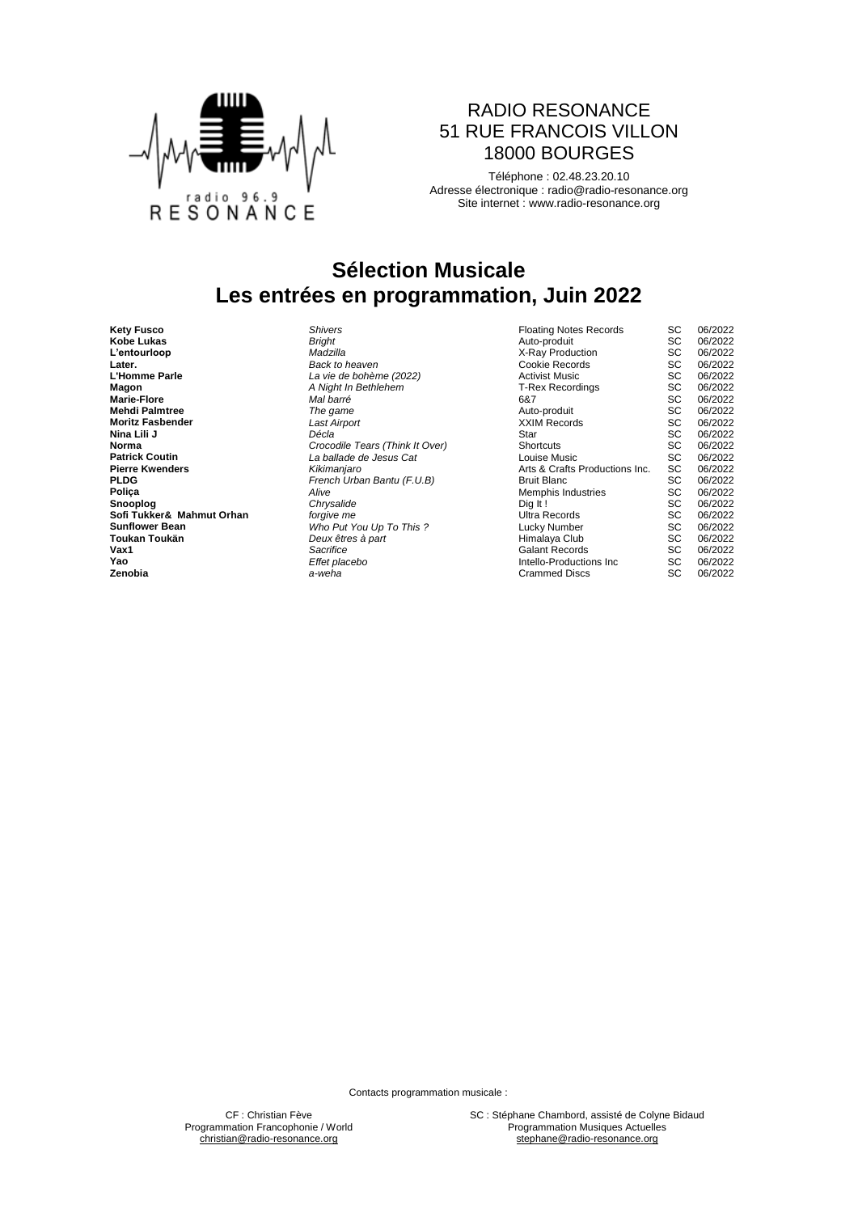RADIO RESONANCE
51 RUE FRANCOIS VILLON
18000 BOURGES

Téléphone : 02.48.23.20.10
Adresse électronique : radio@radio-resonance.org
Site internet : www.radio-resonance.org

# Sélection Musicale
# Les entrées en programmation, Juin 2022

| | | | | |
|---|---|---|---|---|
| **Kety Fusco** | *Shivers* | Floating Notes Records | SC | 06/2022 |
| **Kobe Lukas** | *Bright* | Auto-produit | SC | 06/2022 |
| **L'entourloop** | *Madzilla* | X-Ray Production | SC | 06/2022 |
| **Later.** | *Back to heaven* | Cookie Records | SC | 06/2022 |
| **L'Homme Parle** | *La vie de bohème (2022)* | Activist Music | SC | 06/2022 |
| **Magon** | *A Night In Bethlehem* | T-Rex Recordings | SC | 06/2022 |
| **Marie-Flore** | *Mal barré* | 6&7 | SC | 06/2022 |
| **Mehdi Palmtree** | *The game* | Auto-produit | SC | 06/2022 |
| **Moritz Fasbender** | *Last Airport* | XXIM Records | SC | 06/2022 |
| **Nina Lili J** | *Décla* | Star | SC | 06/2022 |
| **Norma** | *Crocodile Tears (Think It Over)* | Shortcuts | SC | 06/2022 |
| **Patrick Coutin** | *La ballade de Jesus Cat* | Louise Music | SC | 06/2022 |
| **Pierre Kwenders** | *Kikimanjaro* | Arts & Crafts Productions Inc. | SC | 06/2022 |
| **PLDG** | *French Urban Bantu (F.U.B)* | Bruit Blanc | SC | 06/2022 |
| **Poliça** | *Alive* | Memphis Industries | SC | 06/2022 |
| **Snooplog** | *Chrysalide* | Dig It ! | SC | 06/2022 |
| **Sofi Tukker& Mahmut Orhan** | *forgive me* | Ultra Records | SC | 06/2022 |
| **Sunflower Bean** | *Who Put You Up To This ?* | Lucky Number | SC | 06/2022 |
| **Toukan Toukän** | *Deux êtres à part* | Himalaya Club | SC | 06/2022 |
| **Vax1** | *Sacrifice* | Galant Records | SC | 06/2022 |
| **Yao** | *Effet placebo* | Intello-Productions Inc | SC | 06/2022 |
| **Zenobia** | *a-weha* | Crammed Discs | SC | 06/2022 |

Contacts programmation musicale :

CF : Christian Fève
Programmation Francophonie / World
christian@radio-resonance.org

SC : Stéphane Chambord, assisté de Colyne Bidaud
Programmation Musiques Actuelles
stephane@radio-resonance.org